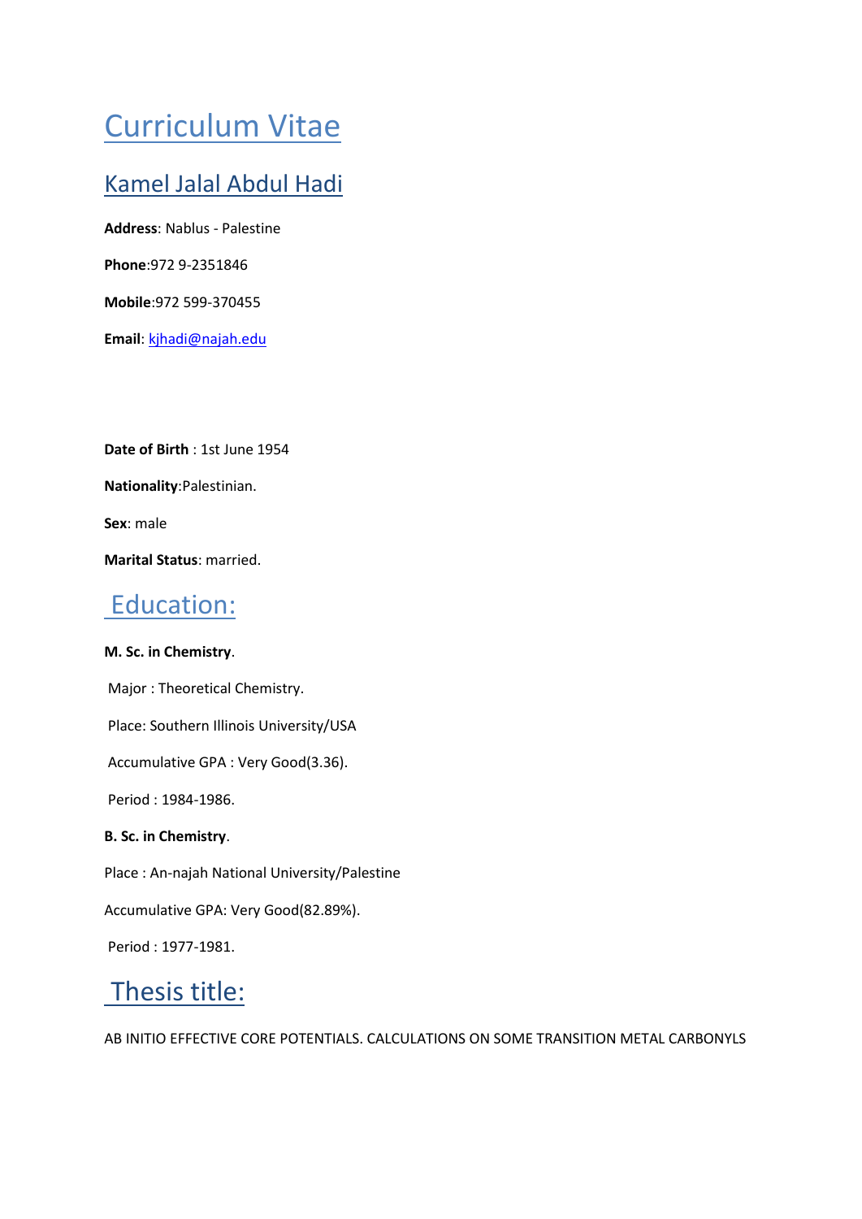# Curriculum Vitae

## Kamel Jalal Abdul Hadi

**Address**: Nablus - Palestine

**Phone**:972 9-2351846

**Mobile**:972 599-370455

**Email**: kjhadi@najah.edu

**Date of Birth** : 1st June 1954

**Nationality**:Palestinian.

**Sex**: male

**Marital Status**: married.

## Education:

**M. Sc. in Chemistry**.

Major : Theoretical Chemistry.

Place: Southern Illinois University/USA

Accumulative GPA : Very Good(3.36).

Period : 1984-1986.

**B. Sc. in Chemistry**.

Place : An-najah National University/Palestine

Accumulative GPA: Very Good(82.89%).

Period : 1977-1981.

## Thesis title:

AB INITIO EFFECTIVE CORE POTENTIALS. CALCULATIONS ON SOME TRANSITION METAL CARBONYLS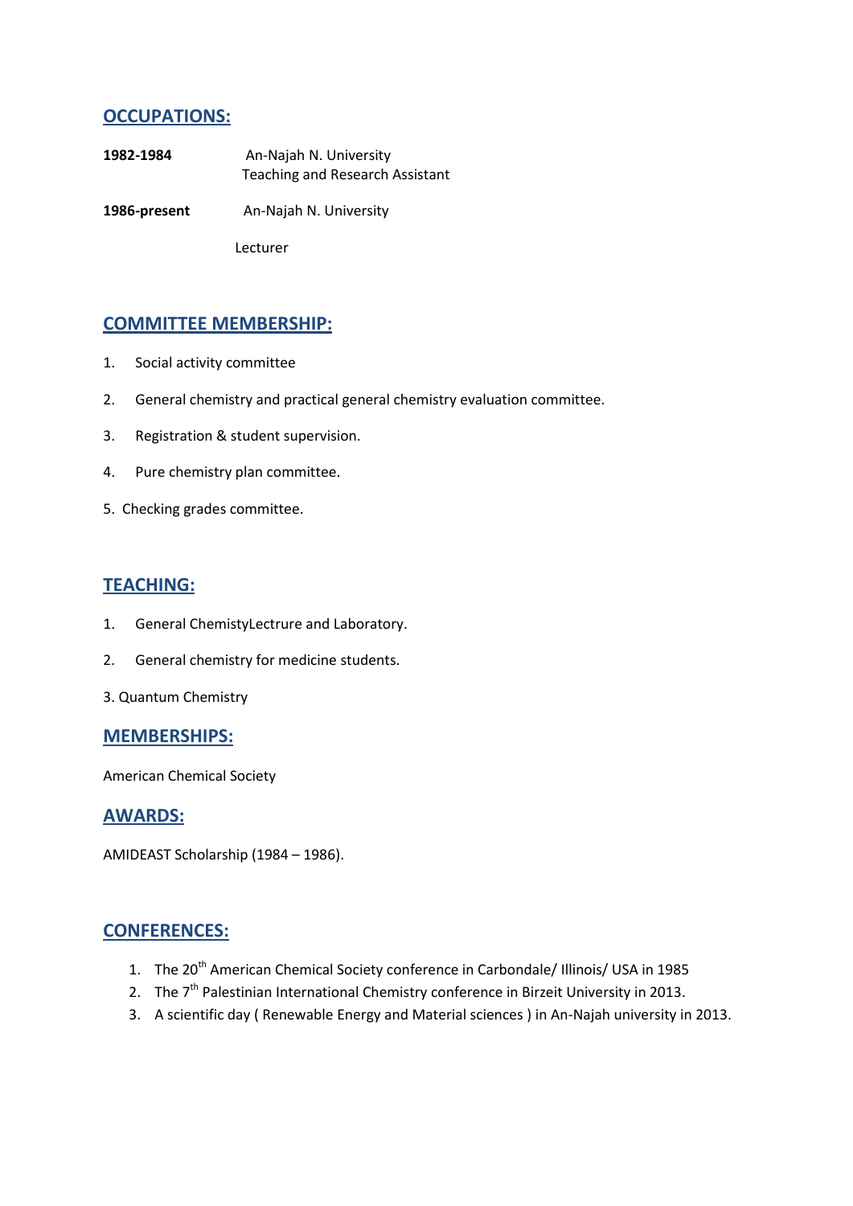## OCCUPATIONS:

**1982-1984** An-Najah N. University
Teaching and Research Assistant

**1986-present** An-Najah N. University
Lecturer

## COMMITTEE MEMBERSHIP:

1. Social activity committee
2. General chemistry and practical general chemistry evaluation committee.
3. Registration & student supervision.
4. Pure chemistry plan committee.
5. Checking grades committee.

## TEACHING:

1. General ChemistyLectrure and Laboratory.
2. General chemistry for medicine students.
3. Quantum Chemistry

## MEMBERSHIPS:

American Chemical Society

## AWARDS:

AMIDEAST Scholarship (1984 – 1986).

## CONFERENCES:

1. The 20th American Chemical Society conference in Carbondale/ Illinois/ USA in 1985
2. The 7th Palestinian International Chemistry conference in Birzeit University in 2013.
3. A scientific day ( Renewable Energy and Material sciences ) in An-Najah university in 2013.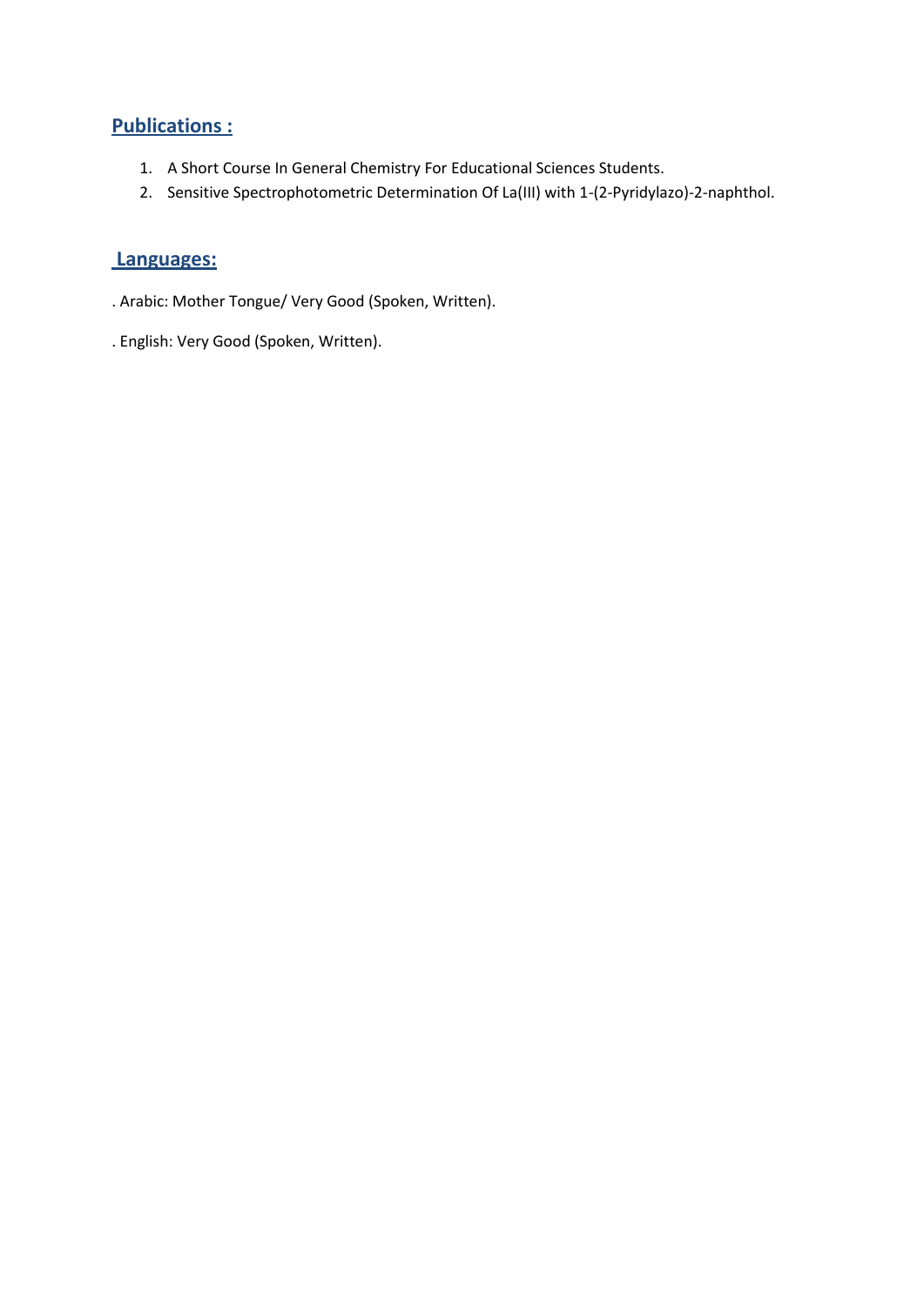## Publications :

1. A Short Course In General Chemistry For Educational Sciences Students.
2. Sensitive Spectrophotometric Determination Of La(III) with 1-(2-Pyridylazo)-2-naphthol.

## Languages:

. Arabic: Mother Tongue/ Very Good (Spoken, Written).

. English: Very Good (Spoken, Written).